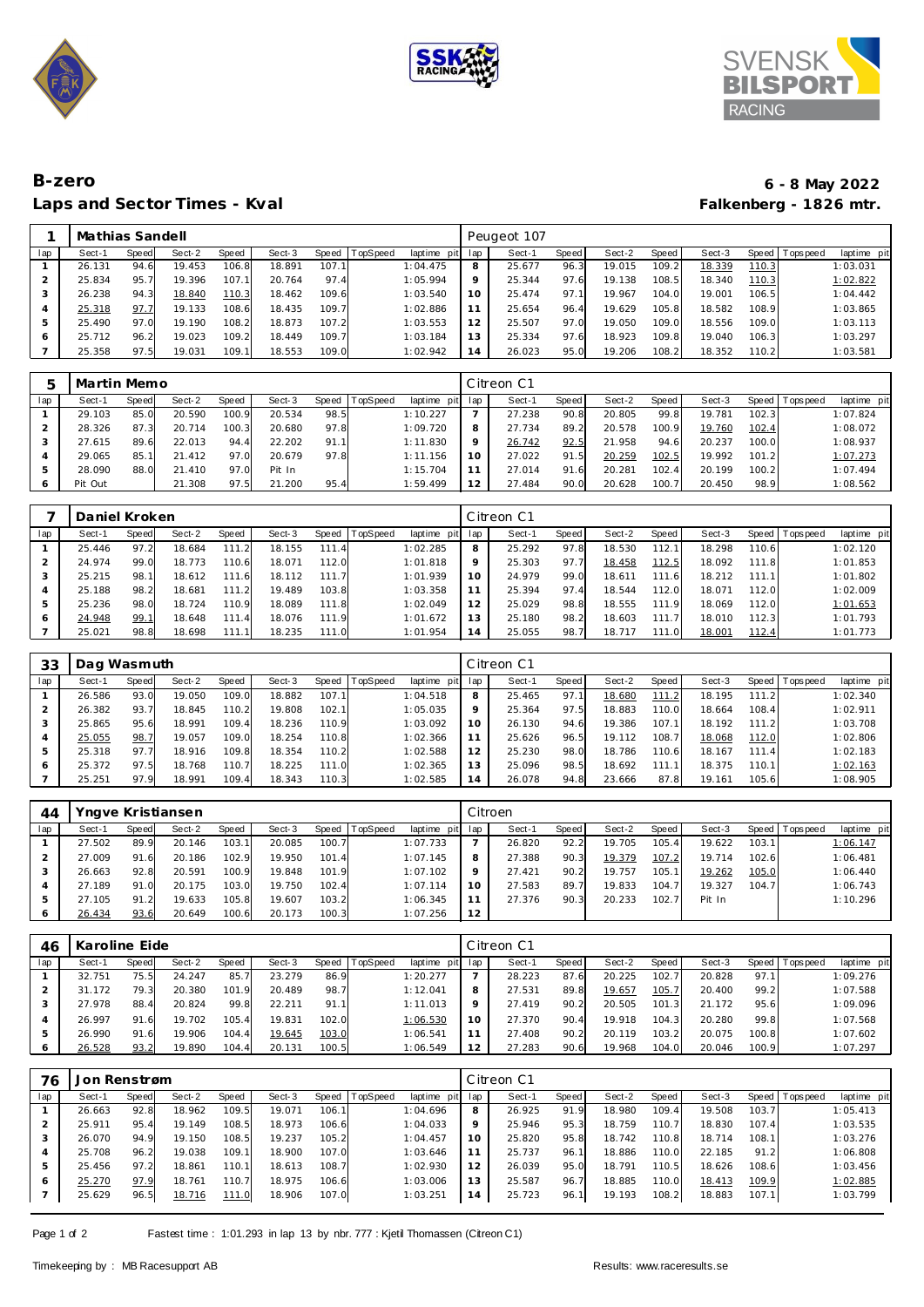# B-zero

## Laps and Sector Times - Kval

**6 - 8 May 2022**
**Falkenberg - 1826 mtr.**

| 1 | Mathias Sandell | | | | | | | | Peugeot 107 | | | | | | | | |
|---|---|---|---|---|---|---|---|---|---|---|---|---|---|---|---|---|---|
| lap | Sect-1 | Speed | Sect-2 | Speed | Sect-3 | Speed | TopSpeed | laptime pit | lap | Sect-1 | Speed | Sect-2 | Speed | Sect-3 | Speed | Topspeed | laptime pit |
| 1 | 26.131 | 94.6 | 19.453 | 106.8 | 18.891 | 107.1 | | 1:04.475 | 8 | 25.677 | 96.3 | 19.015 | 109.2 | 18.339 | 110.3 | | 1:03.031 |
| 2 | 25.834 | 95.7 | 19.396 | 107.1 | 20.764 | 97.4 | | 1:05.994 | 9 | 25.344 | 97.6 | 19.138 | 108.5 | 18.340 | 110.3 | | 1:02.822 |
| 3 | 26.238 | 94.3 | 18.840 | 110.3 | 18.462 | 109.6 | | 1:03.540 | 10 | 25.474 | 97.1 | 19.967 | 104.0 | 19.001 | 106.5 | | 1:04.442 |
| 4 | 25.318 | 97.7 | 19.133 | 108.6 | 18.435 | 109.7 | | 1:02.886 | 11 | 25.654 | 96.4 | 19.629 | 105.8 | 18.582 | 108.9 | | 1:03.865 |
| 5 | 25.490 | 97.0 | 19.190 | 108.2 | 18.873 | 107.2 | | 1:03.553 | 12 | 25.507 | 97.0 | 19.050 | 109.0 | 18.556 | 109.0 | | 1:03.113 |
| 6 | 25.712 | 96.2 | 19.023 | 109.2 | 18.449 | 109.7 | | 1:03.184 | 13 | 25.334 | 97.6 | 18.923 | 109.8 | 19.040 | 106.3 | | 1:03.297 |
| 7 | 25.358 | 97.5 | 19.031 | 109.1 | 18.553 | 109.0 | | 1:02.942 | 14 | 26.023 | 95.0 | 19.206 | 108.2 | 18.352 | 110.2 | | 1:03.581 |

| 5 | Martin Memo | | | | | | | | Citreon C1 | | | | | | | | |
|---|---|---|---|---|---|---|---|---|---|---|---|---|---|---|---|---|---|
| lap | Sect-1 | Speed | Sect-2 | Speed | Sect-3 | Speed | TopSpeed | laptime pit | lap | Sect-1 | Speed | Sect-2 | Speed | Sect-3 | Speed | Topspeed | laptime pit |
| 1 | 29.103 | 85.0 | 20.590 | 100.9 | 20.534 | 98.5 | | 1:10.227 | 7 | 27.238 | 90.8 | 20.805 | 99.8 | 19.781 | 102.3 | | 1:07.824 |
| 2 | 28.326 | 87.3 | 20.714 | 100.3 | 20.680 | 97.8 | | 1:09.720 | 8 | 27.734 | 89.2 | 20.578 | 100.9 | 19.760 | 102.4 | | 1:08.072 |
| 3 | 27.615 | 89.6 | 22.013 | 94.4 | 22.202 | 91.1 | | 1:11.830 | 9 | 26.742 | 92.5 | 21.958 | 94.6 | 20.237 | 100.0 | | 1:08.937 |
| 4 | 29.065 | 85.1 | 21.412 | 97.0 | 20.679 | 97.8 | | 1:11.156 | 10 | 27.022 | 91.5 | 20.259 | 102.5 | 19.992 | 101.2 | | 1:07.273 |
| 5 | 28.090 | 88.0 | 21.410 | 97.0 | Pit In | | | 1:15.704 | 11 | 27.014 | 91.6 | 20.281 | 102.4 | 20.199 | 100.2 | | 1:07.494 |
| 6 | Pit Out | | 21.308 | 97.5 | 21.200 | 95.4 | | 1:59.499 | 12 | 27.484 | 90.0 | 20.628 | 100.7 | 20.450 | 98.9 | | 1:08.562 |

| 7 | Daniel Kroken | | | | | | | | Citreon C1 | | | | | | | | |
|---|---|---|---|---|---|---|---|---|---|---|---|---|---|---|---|---|---|
| lap | Sect-1 | Speed | Sect-2 | Speed | Sect-3 | Speed | TopSpeed | laptime pit | lap | Sect-1 | Speed | Sect-2 | Speed | Sect-3 | Speed | Topspeed | laptime pit |
| 1 | 25.446 | 97.2 | 18.684 | 111.2 | 18.155 | 111.4 | | 1:02.285 | 8 | 25.292 | 97.8 | 18.530 | 112.1 | 18.298 | 110.6 | | 1:02.120 |
| 2 | 24.974 | 99.0 | 18.773 | 110.6 | 18.071 | 112.0 | | 1:01.818 | 9 | 25.303 | 97.7 | 18.458 | 112.5 | 18.092 | 111.8 | | 1:01.853 |
| 3 | 25.215 | 98.1 | 18.612 | 111.6 | 18.112 | 111.7 | | 1:01.939 | 10 | 24.979 | 99.0 | 18.611 | 111.6 | 18.212 | 111.1 | | 1:01.802 |
| 4 | 25.188 | 98.2 | 18.681 | 111.2 | 19.489 | 103.8 | | 1:03.358 | 11 | 25.394 | 97.4 | 18.544 | 112.0 | 18.071 | 112.0 | | 1:02.009 |
| 5 | 25.236 | 98.0 | 18.724 | 110.9 | 18.089 | 111.8 | | 1:02.049 | 12 | 25.029 | 98.8 | 18.555 | 111.9 | 18.069 | 112.0 | | 1:01.653 |
| 6 | 24.948 | 99.1 | 18.648 | 111.4 | 18.076 | 111.9 | | 1:01.672 | 13 | 25.180 | 98.2 | 18.603 | 111.7 | 18.010 | 112.3 | | 1:01.793 |
| 7 | 25.021 | 98.8 | 18.698 | 111.1 | 18.235 | 111.0 | | 1:01.954 | 14 | 25.055 | 98.7 | 18.717 | 111.0 | 18.001 | 112.4 | | 1:01.773 |

| 33 | Dag Wasmuth | | | | | | | | Citreon C1 | | | | | | | | |
|---|---|---|---|---|---|---|---|---|---|---|---|---|---|---|---|---|---|
| lap | Sect-1 | Speed | Sect-2 | Speed | Sect-3 | Speed | TopSpeed | laptime pit | lap | Sect-1 | Speed | Sect-2 | Speed | Sect-3 | Speed | Topspeed | laptime pit |
| 1 | 26.586 | 93.0 | 19.050 | 109.0 | 18.882 | 107.1 | | 1:04.518 | 8 | 25.465 | 97.1 | 18.680 | 111.2 | 18.195 | 111.2 | | 1:02.340 |
| 2 | 26.382 | 93.7 | 18.845 | 110.2 | 19.808 | 102.1 | | 1:05.035 | 9 | 25.364 | 97.5 | 18.883 | 110.0 | 18.664 | 108.4 | | 1:02.911 |
| 3 | 25.865 | 95.6 | 18.991 | 109.4 | 18.236 | 110.9 | | 1:03.092 | 10 | 26.130 | 94.6 | 19.386 | 107.1 | 18.192 | 111.2 | | 1:03.708 |
| 4 | 25.055 | 98.7 | 19.057 | 109.0 | 18.254 | 110.8 | | 1:02.366 | 11 | 25.626 | 96.5 | 19.112 | 108.7 | 18.068 | 112.0 | | 1:02.806 |
| 5 | 25.318 | 97.7 | 18.916 | 109.8 | 18.354 | 110.2 | | 1:02.588 | 12 | 25.230 | 98.0 | 18.786 | 110.6 | 18.167 | 111.4 | | 1:02.183 |
| 6 | 25.372 | 97.5 | 18.768 | 110.7 | 18.225 | 111.0 | | 1:02.365 | 13 | 25.096 | 98.5 | 18.692 | 111.1 | 18.375 | 110.1 | | 1:02.163 |
| 7 | 25.251 | 97.9 | 18.991 | 109.4 | 18.343 | 110.3 | | 1:02.585 | 14 | 26.078 | 94.8 | 23.666 | 87.8 | 19.161 | 105.6 | | 1:08.905 |

| 44 | Yngve Kristiansen | | | | | | | | Citroen | | | | | | | | |
|---|---|---|---|---|---|---|---|---|---|---|---|---|---|---|---|---|---|
| lap | Sect-1 | Speed | Sect-2 | Speed | Sect-3 | Speed | TopSpeed | laptime pit | lap | Sect-1 | Speed | Sect-2 | Speed | Sect-3 | Speed | Topspeed | laptime pit |
| 1 | 27.502 | 89.9 | 20.146 | 103.1 | 20.085 | 100.7 | | 1:07.733 | 7 | 26.820 | 92.2 | 19.705 | 105.4 | 19.622 | 103.1 | | 1:06.147 |
| 2 | 27.009 | 91.6 | 20.186 | 102.9 | 19.950 | 101.4 | | 1:07.145 | 8 | 27.388 | 90.3 | 19.379 | 107.2 | 19.714 | 102.6 | | 1:06.481 |
| 3 | 26.663 | 92.8 | 20.591 | 100.9 | 19.848 | 101.9 | | 1:07.102 | 9 | 27.421 | 90.2 | 19.757 | 105.1 | 19.262 | 105.0 | | 1:06.440 |
| 4 | 27.189 | 91.0 | 20.175 | 103.0 | 19.750 | 102.4 | | 1:07.114 | 10 | 27.583 | 89.7 | 19.833 | 104.7 | 19.327 | 104.7 | | 1:06.743 |
| 5 | 27.105 | 91.2 | 19.633 | 105.8 | 19.607 | 103.2 | | 1:06.345 | 11 | 27.376 | 90.3 | 20.233 | 102.7 | Pit In | | | 1:10.296 |
| 6 | 26.434 | 93.6 | 20.649 | 100.6 | 20.173 | 100.3 | | 1:07.256 | 12 | | | | | | | | |

| 46 | Karoline Eide | | | | | | | | Citreon C1 | | | | | | | | |
|---|---|---|---|---|---|---|---|---|---|---|---|---|---|---|---|---|---|
| lap | Sect-1 | Speed | Sect-2 | Speed | Sect-3 | Speed | TopSpeed | laptime pit | lap | Sect-1 | Speed | Sect-2 | Speed | Sect-3 | Speed | Topspeed | laptime pit |
| 1 | 32.751 | 75.5 | 24.247 | 85.7 | 23.279 | 86.9 | | 1:20.277 | 7 | 28.223 | 87.6 | 20.225 | 102.7 | 20.828 | 97.1 | | 1:09.276 |
| 2 | 31.172 | 79.3 | 20.380 | 101.9 | 20.489 | 98.7 | | 1:12.041 | 8 | 27.531 | 89.8 | 19.657 | 105.7 | 20.400 | 99.2 | | 1:07.588 |
| 3 | 27.978 | 88.4 | 20.824 | 99.8 | 22.211 | 91.1 | | 1:11.013 | 9 | 27.419 | 90.2 | 20.505 | 101.3 | 21.172 | 95.6 | | 1:09.096 |
| 4 | 26.997 | 91.6 | 19.702 | 105.4 | 19.831 | 102.0 | | 1:06.530 | 10 | 27.370 | 90.4 | 19.918 | 104.3 | 20.280 | 99.8 | | 1:07.568 |
| 5 | 26.990 | 91.6 | 19.906 | 104.4 | 19.645 | 103.0 | | 1:06.541 | 11 | 27.408 | 90.2 | 20.119 | 103.2 | 20.075 | 100.8 | | 1:07.602 |
| 6 | 26.528 | 93.2 | 19.890 | 104.4 | 20.131 | 100.5 | | 1:06.549 | 12 | 27.283 | 90.6 | 19.968 | 104.0 | 20.046 | 100.9 | | 1:07.297 |

| 76 | Jon Renstrøm | | | | | | | | Citreon C1 | | | | | | | | |
|---|---|---|---|---|---|---|---|---|---|---|---|---|---|---|---|---|---|
| lap | Sect-1 | Speed | Sect-2 | Speed | Sect-3 | Speed | TopSpeed | laptime pit | lap | Sect-1 | Speed | Sect-2 | Speed | Sect-3 | Speed | Topspeed | laptime pit |
| 1 | 26.663 | 92.8 | 18.962 | 109.5 | 19.071 | 106.1 | | 1:04.696 | 8 | 26.925 | 91.9 | 18.980 | 109.4 | 19.508 | 103.7 | | 1:05.413 |
| 2 | 25.911 | 95.4 | 19.149 | 108.5 | 18.973 | 106.6 | | 1:04.033 | 9 | 25.946 | 95.3 | 18.759 | 110.7 | 18.830 | 107.4 | | 1:03.535 |
| 3 | 26.070 | 94.9 | 19.150 | 108.5 | 19.237 | 105.2 | | 1:04.457 | 10 | 25.820 | 95.8 | 18.742 | 110.8 | 18.714 | 108.1 | | 1:03.276 |
| 4 | 25.708 | 96.2 | 19.038 | 109.1 | 18.900 | 107.0 | | 1:03.646 | 11 | 25.737 | 96.1 | 18.886 | 110.0 | 22.185 | 91.2 | | 1:06.808 |
| 5 | 25.456 | 97.2 | 18.861 | 110.1 | 18.613 | 108.7 | | 1:02.930 | 12 | 26.039 | 95.0 | 18.791 | 110.5 | 18.626 | 108.6 | | 1:03.456 |
| 6 | 25.270 | 97.9 | 18.761 | 110.7 | 18.975 | 106.6 | | 1:03.006 | 13 | 25.587 | 96.7 | 18.885 | 110.0 | 18.413 | 109.9 | | 1:02.885 |
| 7 | 25.629 | 96.5 | 18.716 | 111.0 | 18.906 | 107.0 | | 1:03.251 | 14 | 25.723 | 96.1 | 19.193 | 108.2 | 18.883 | 107.1 | | 1:03.799 |

Fastest time : 1:01.293 in lap 13 by nbr. 777 : Kjetil Thomassen (Citreon C1)

Timekeeping by : MB Racesupport AB

Results: www.raceresults.se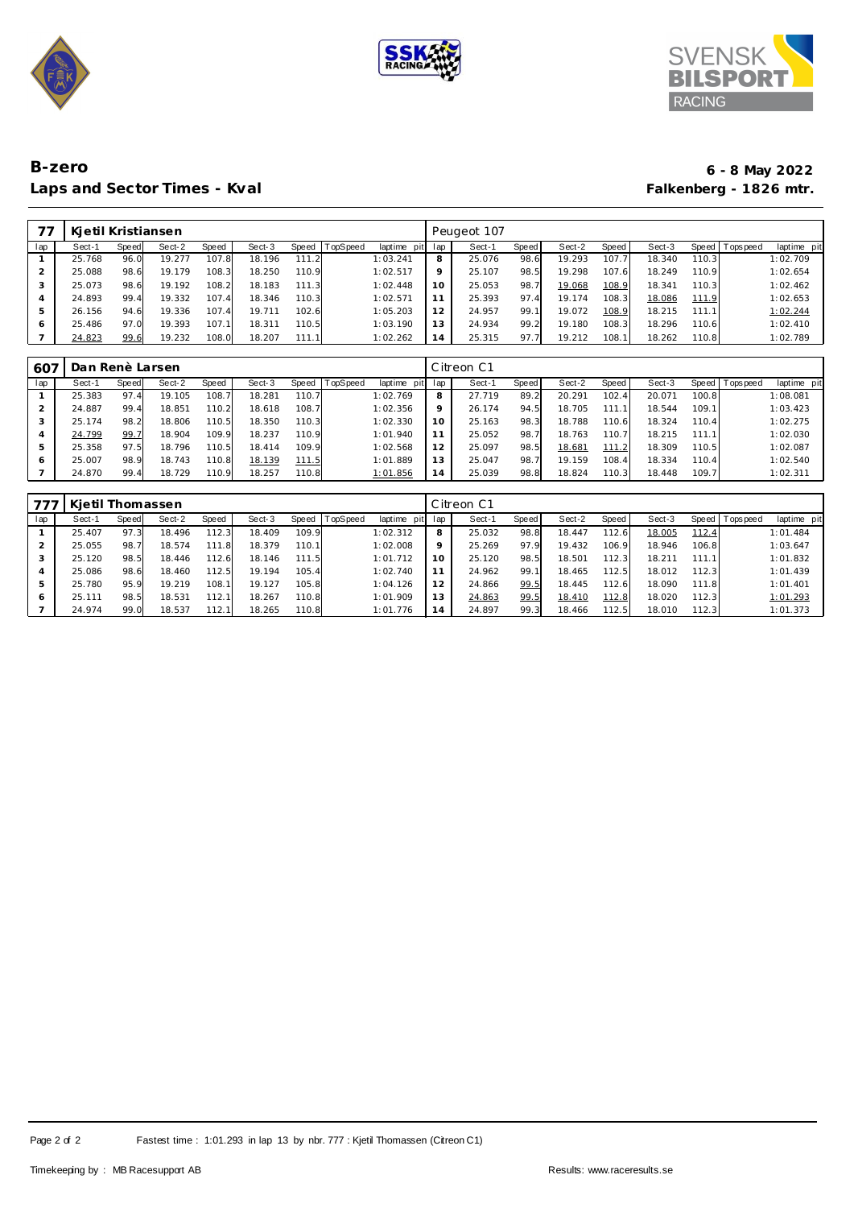**B-zero**
**Laps and Sector Times - Kval**

**6 - 8 May 2022**
**Falkenberg - 1826 mtr.**

| 77 | Kjetil Kristiansen | | | | | | | | Peugeot 107 | | | | | | | | |
|---|---|---|---|---|---|---|---|---|---|---|---|---|---|---|---|---|---|
| lap | Sect-1 | Speed | Sect-2 | Speed | Sect-3 | Speed | TopSpeed | laptime pit | lap | Sect-1 | Speed | Sect-2 | Speed | Sect-3 | Speed | Topspeed | laptime pit |
| 1 | 25.768 | 96.0 | 19.277 | 107.8 | 18.196 | 111.2 | | 1:03.241 | 8 | 25.076 | 98.6 | 19.293 | 107.7 | 18.340 | 110.3 | | 1:02.709 |
| 2 | 25.088 | 98.6 | 19.179 | 108.3 | 18.250 | 110.9 | | 1:02.517 | 9 | 25.107 | 98.5 | 19.298 | 107.6 | 18.249 | 110.9 | | 1:02.654 |
| 3 | 25.073 | 98.6 | 19.192 | 108.2 | 18.183 | 111.3 | | 1:02.448 | 10 | 25.053 | 98.7 | 19.068 | 108.9 | 18.341 | 110.3 | | 1:02.462 |
| 4 | 24.893 | 99.4 | 19.332 | 107.4 | 18.346 | 110.3 | | 1:02.571 | 11 | 25.393 | 97.4 | 19.174 | 108.3 | 18.086 | 111.9 | | 1:02.653 |
| 5 | 26.156 | 94.6 | 19.336 | 107.4 | 19.711 | 102.6 | | 1:05.203 | 12 | 24.957 | 99.1 | 19.072 | 108.9 | 18.215 | 111.1 | | 1:02.244 |
| 6 | 25.486 | 97.0 | 19.393 | 107.1 | 18.311 | 110.5 | | 1:03.190 | 13 | 24.934 | 99.2 | 19.180 | 108.3 | 18.296 | 110.6 | | 1:02.410 |
| 7 | 24.823 | 99.6 | 19.232 | 108.0 | 18.207 | 111.1 | | 1:02.262 | 14 | 25.315 | 97.7 | 19.212 | 108.1 | 18.262 | 110.8 | | 1:02.789 |

| 607 | Dan Renè Larsen | | | | | | | | Citreon C1 | | | | | | | | |
|---|---|---|---|---|---|---|---|---|---|---|---|---|---|---|---|---|---|
| lap | Sect-1 | Speed | Sect-2 | Speed | Sect-3 | Speed | TopSpeed | laptime pit | lap | Sect-1 | Speed | Sect-2 | Speed | Sect-3 | Speed | Topspeed | laptime pit |
| 1 | 25.383 | 97.4 | 19.105 | 108.7 | 18.281 | 110.7 | | 1:02.769 | 8 | 27.719 | 89.2 | 20.291 | 102.4 | 20.071 | 100.8 | | 1:08.081 |
| 2 | 24.887 | 99.4 | 18.851 | 110.2 | 18.618 | 108.7 | | 1:02.356 | 9 | 26.174 | 94.5 | 18.705 | 111.1 | 18.544 | 109.1 | | 1:03.423 |
| 3 | 25.174 | 98.2 | 18.806 | 110.5 | 18.350 | 110.3 | | 1:02.330 | 10 | 25.163 | 98.3 | 18.788 | 110.6 | 18.324 | 110.4 | | 1:02.275 |
| 4 | 24.799 | 99.7 | 18.904 | 109.9 | 18.237 | 110.9 | | 1:01.940 | 11 | 25.052 | 98.7 | 18.763 | 110.7 | 18.215 | 111.1 | | 1:02.030 |
| 5 | 25.358 | 97.5 | 18.796 | 110.5 | 18.414 | 109.9 | | 1:02.568 | 12 | 25.097 | 98.5 | 18.681 | 111.2 | 18.309 | 110.5 | | 1:02.087 |
| 6 | 25.007 | 98.9 | 18.743 | 110.8 | 18.139 | 111.5 | | 1:01.889 | 13 | 25.047 | 98.7 | 19.159 | 108.4 | 18.334 | 110.4 | | 1:02.540 |
| 7 | 24.870 | 99.4 | 18.729 | 110.9 | 18.257 | 110.8 | | 1:01.856 | 14 | 25.039 | 98.8 | 18.824 | 110.3 | 18.448 | 109.7 | | 1:02.311 |

| 777 | Kjetil Thomassen | | | | | | | | Citreon C1 | | | | | | | | |
|---|---|---|---|---|---|---|---|---|---|---|---|---|---|---|---|---|---|
| lap | Sect-1 | Speed | Sect-2 | Speed | Sect-3 | Speed | TopSpeed | laptime pit | lap | Sect-1 | Speed | Sect-2 | Speed | Sect-3 | Speed | Topspeed | laptime pit |
| 1 | 25.407 | 97.3 | 18.496 | 112.3 | 18.409 | 109.9 | | 1:02.312 | 8 | 25.032 | 98.8 | 18.447 | 112.6 | 18.005 | 112.4 | | 1:01.484 |
| 2 | 25.055 | 98.7 | 18.574 | 111.8 | 18.379 | 110.1 | | 1:02.008 | 9 | 25.269 | 97.9 | 19.432 | 106.9 | 18.946 | 106.8 | | 1:03.647 |
| 3 | 25.120 | 98.5 | 18.446 | 112.6 | 18.146 | 111.5 | | 1:01.712 | 10 | 25.120 | 98.5 | 18.501 | 112.3 | 18.211 | 111.1 | | 1:01.832 |
| 4 | 25.086 | 98.6 | 18.460 | 112.5 | 19.194 | 105.4 | | 1:02.740 | 11 | 24.962 | 99.1 | 18.465 | 112.5 | 18.012 | 112.3 | | 1:01.439 |
| 5 | 25.780 | 95.9 | 19.219 | 108.1 | 19.127 | 105.8 | | 1:04.126 | 12 | 24.866 | 99.5 | 18.445 | 112.6 | 18.090 | 111.8 | | 1:01.401 |
| 6 | 25.111 | 98.5 | 18.531 | 112.1 | 18.267 | 110.8 | | 1:01.909 | 13 | 24.863 | 99.5 | 18.410 | 112.8 | 18.020 | 112.3 | | 1:01.293 |
| 7 | 24.974 | 99.0 | 18.537 | 112.1 | 18.265 | 110.8 | | 1:01.776 | 14 | 24.897 | 99.3 | 18.466 | 112.5 | 18.010 | 112.3 | | 1:01.373 |

Fastest time : 1:01.293 in lap 13 by nbr. 777 : Kjetil Thomassen (Citreon C1)

Timekeeping by : MB Racesupport AB

Results: www.raceresults.se